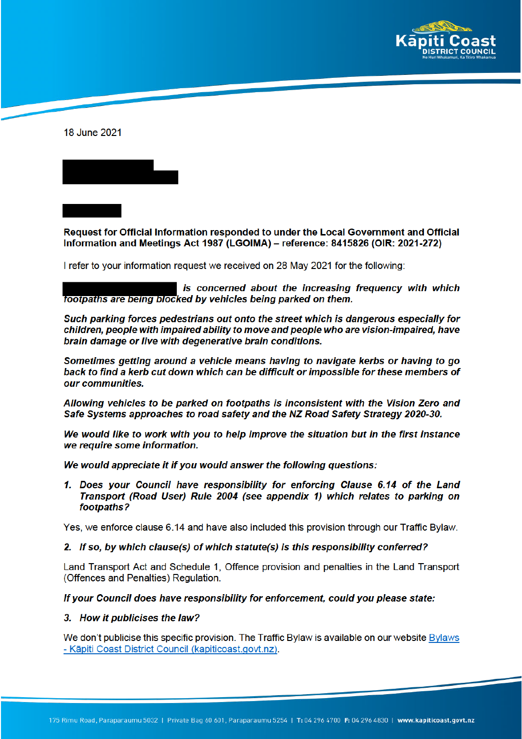18 June 2021

**Request for Official Information responded to under the Local Government and Official Information and Meetings Act 1987 (LGOIMA) – reference: 8415826 (OIR: 2021-272)**

I refer to your information request we received on 28 May 2021 for the following:

***is concerned about the increasing frequency with which footpaths are being blocked by vehicles being parked on them.***

***Such parking forces pedestrians out onto the street which is dangerous especially for children, people with impaired ability to move and people who are vision-impaired, have brain damage or live with degenerative brain conditions.***

***Sometimes getting around a vehicle means having to navigate kerbs or having to go back to find a kerb cut down which can be difficult or impossible for these members of our communities.***

***Allowing vehicles to be parked on footpaths is inconsistent with the Vision Zero and Safe Systems approaches to road safety and the NZ Road Safety Strategy 2020-30.***

***We would like to work with you to help improve the situation but in the first instance we require some information.***

***We would appreciate it if you would answer the following questions:***

1. ***Does your Council have responsibility for enforcing Clause 6.14 of the Land Transport (Road User) Rule 2004 (see appendix 1) which relates to parking on footpaths?***

Yes, we enforce clause 6.14 and have also included this provision through our Traffic Bylaw.

2. ***If so, by which clause(s) of which statute(s) is this responsibility conferred?***

Land Transport Act and Schedule 1, Offence provision and penalties in the Land Transport (Offences and Penalties) Regulation.

***If your Council does have responsibility for enforcement, could you please state:***

3. ***How it publicises the law?***

We don't publicise this specific provision. The Traffic Bylaw is available on our website [Bylaws - Kāpiti Coast District Council (kapiticoast.govt.nz)](kapiticoast.govt.nz).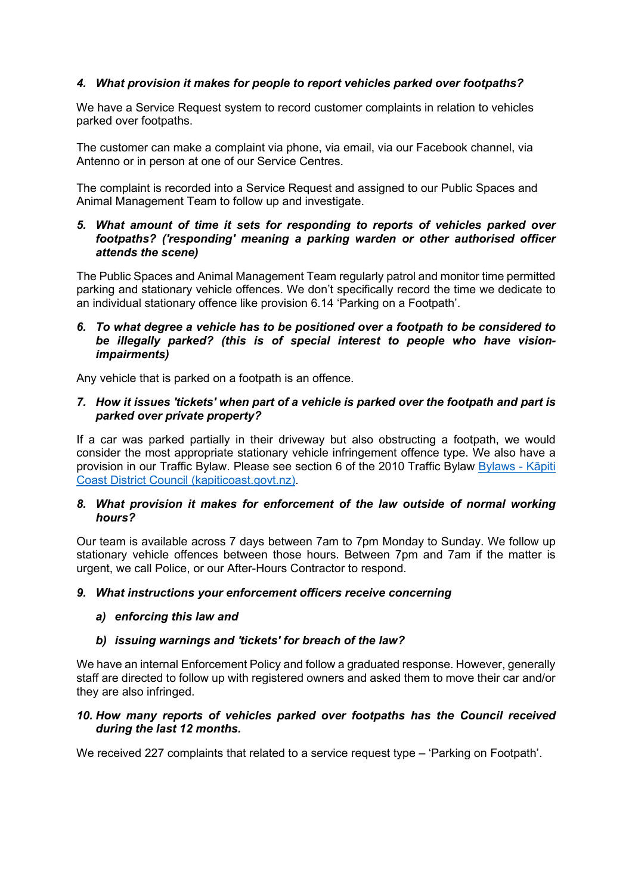***4. What provision it makes for people to report vehicles parked over footpaths?***

We have a Service Request system to record customer complaints in relation to vehicles parked over footpaths.

The customer can make a complaint via phone, via email, via our Facebook channel, via Antenno or in person at one of our Service Centres.

The complaint is recorded into a Service Request and assigned to our Public Spaces and Animal Management Team to follow up and investigate.

***5. What amount of time it sets for responding to reports of vehicles parked over footpaths? ('responding' meaning a parking warden or other authorised officer attends the scene)***

The Public Spaces and Animal Management Team regularly patrol and monitor time permitted parking and stationary vehicle offences. We don't specifically record the time we dedicate to an individual stationary offence like provision 6.14 'Parking on a Footpath'.

***6. To what degree a vehicle has to be positioned over a footpath to be considered to be illegally parked? (this is of special interest to people who have vision-impairments)***

Any vehicle that is parked on a footpath is an offence.

***7. How it issues 'tickets' when part of a vehicle is parked over the footpath and part is parked over private property?***

If a car was parked partially in their driveway but also obstructing a footpath, we would consider the most appropriate stationary vehicle infringement offence type. We also have a provision in our Traffic Bylaw. Please see section 6 of the 2010 Traffic Bylaw [Bylaws - Kāpiti Coast District Council (kapiticoast.govt.nz)](kapiticoast.govt.nz).

***8. What provision it makes for enforcement of the law outside of normal working hours?***

Our team is available across 7 days between 7am to 7pm Monday to Sunday. We follow up stationary vehicle offences between those hours. Between 7pm and 7am if the matter is urgent, we call Police, or our After-Hours Contractor to respond.

***9. What instructions your enforcement officers receive concerning***

***a) enforcing this law and***

***b) issuing warnings and 'tickets' for breach of the law?***

We have an internal Enforcement Policy and follow a graduated response. However, generally staff are directed to follow up with registered owners and asked them to move their car and/or they are also infringed.

***10. How many reports of vehicles parked over footpaths has the Council received during the last 12 months.***

We received 227 complaints that related to a service request type – 'Parking on Footpath'.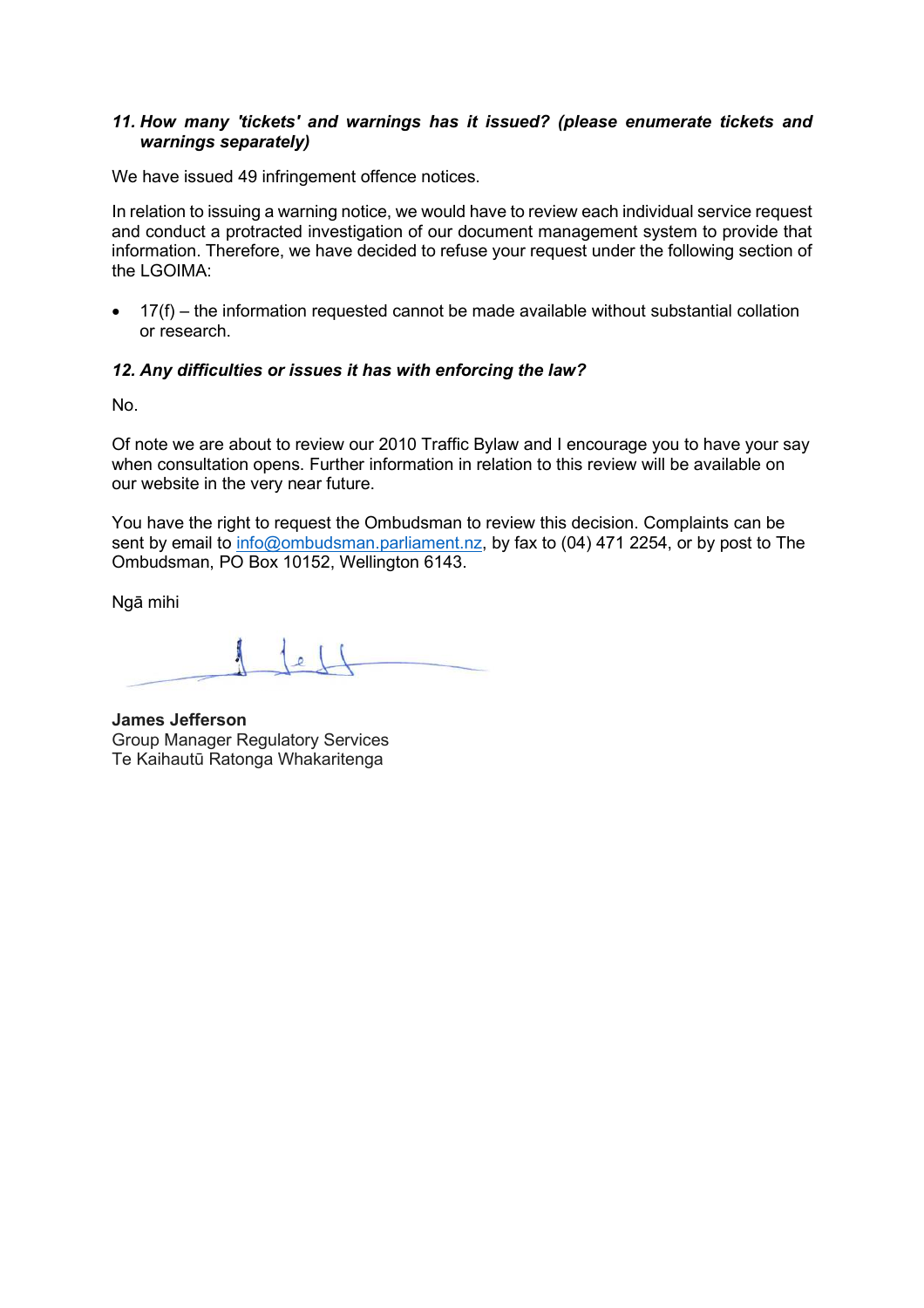*11. How many 'tickets' and warnings has it issued? (please enumerate tickets and warnings separately)*

We have issued 49 infringement offence notices.

In relation to issuing a warning notice, we would have to review each individual service request and conduct a protracted investigation of our document management system to provide that information. Therefore, we have decided to refuse your request under the following section of the LGOIMA:

- 17(f) – the information requested cannot be made available without substantial collation or research.

*12. Any difficulties or issues it has with enforcing the law?*

No.

Of note we are about to review our 2010 Traffic Bylaw and I encourage you to have your say when consultation opens. Further information in relation to this review will be available on our website in the very near future.

You have the right to request the Ombudsman to review this decision. Complaints can be sent by email to info@ombudsman.parliament.nz, by fax to (04) 471 2254, or by post to The Ombudsman, PO Box 10152, Wellington 6143.

Ngā mihi

**James Jefferson**
Group Manager Regulatory Services
Te Kaihautū Ratonga Whakaritenga